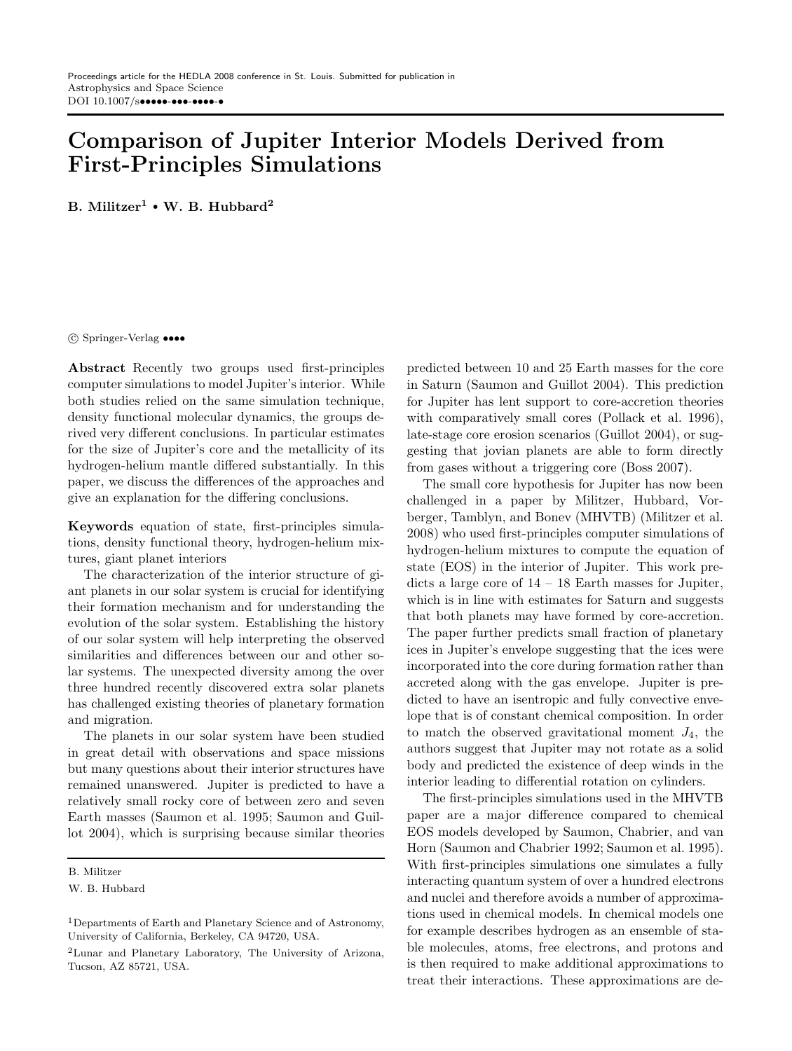Proceedings article for the HEDLA 2008 conference in St. Louis. Submitted for publication in Astrophysics and Space Science
DOI 10.1007/s•••••-•••-••••-•

# Comparison of Jupiter Interior Models Derived from First-Principles Simulations

**B. Militzer[1] • W. B. Hubbard[2]**

© Springer-Verlag ••••

**Abstract** Recently two groups used first-principles computer simulations to model Jupiter's interior. While both studies relied on the same simulation technique, density functional molecular dynamics, the groups derived very different conclusions. In particular estimates for the size of Jupiter's core and the metallicity of its hydrogen-helium mantle differed substantially. In this paper, we discuss the differences of the approaches and give an explanation for the differing conclusions.

**Keywords** equation of state, first-principles simulations, density functional theory, hydrogen-helium mixtures, giant planet interiors

The characterization of the interior structure of giant planets in our solar system is crucial for identifying their formation mechanism and for understanding the evolution of the solar system. Establishing the history of our solar system will help interpreting the observed similarities and differences between our and other solar systems. The unexpected diversity among the over three hundred recently discovered extra solar planets has challenged existing theories of planetary formation and migration.

The planets in our solar system have been studied in great detail with observations and space missions but many questions about their interior structures have remained unanswered. Jupiter is predicted to have a relatively small rocky core of between zero and seven Earth masses (Saumon et al. 1995; Saumon and Guillot 2004), which is surprising because similar theories predicted between 10 and 25 Earth masses for the core in Saturn (Saumon and Guillot 2004). This prediction for Jupiter has lent support to core-accretion theories with comparatively small cores (Pollack et al. 1996), late-stage core erosion scenarios (Guillot 2004), or suggesting that jovian planets are able to form directly from gases without a triggering core (Boss 2007).

The small core hypothesis for Jupiter has now been challenged in a paper by Militzer, Hubbard, Vorberger, Tamblyn, and Bonev (MHVTB) (Militzer et al. 2008) who used first-principles computer simulations of hydrogen-helium mixtures to compute the equation of state (EOS) in the interior of Jupiter. This work predicts a large core of 14 – 18 Earth masses for Jupiter, which is in line with estimates for Saturn and suggests that both planets may have formed by core-accretion. The paper further predicts small fraction of planetary ices in Jupiter's envelope suggesting that the ices were incorporated into the core during formation rather than accreted along with the gas envelope. Jupiter is predicted to have an isentropic and fully convective envelope that is of constant chemical composition. In order to match the observed gravitational moment $J_4$, the authors suggest that Jupiter may not rotate as a solid body and predicted the existence of deep winds in the interior leading to differential rotation on cylinders.

The first-principles simulations used in the MHVTB paper are a major difference compared to chemical EOS models developed by Saumon, Chabrier, and van Horn (Saumon and Chabrier 1992; Saumon et al. 1995). With first-principles simulations one simulates a fully interacting quantum system of over a hundred electrons and nuclei and therefore avoids a number of approximations used in chemical models. In chemical models one for example describes hydrogen as an ensemble of stable molecules, atoms, free electrons, and protons and is then required to make additional approximations to treat their interactions. These approximations are de-

B. Militzer

W. B. Hubbard

[1]Departments of Earth and Planetary Science and of Astronomy, University of California, Berkeley, CA 94720, USA.

[2]Lunar and Planetary Laboratory, The University of Arizona, Tucson, AZ 85721, USA.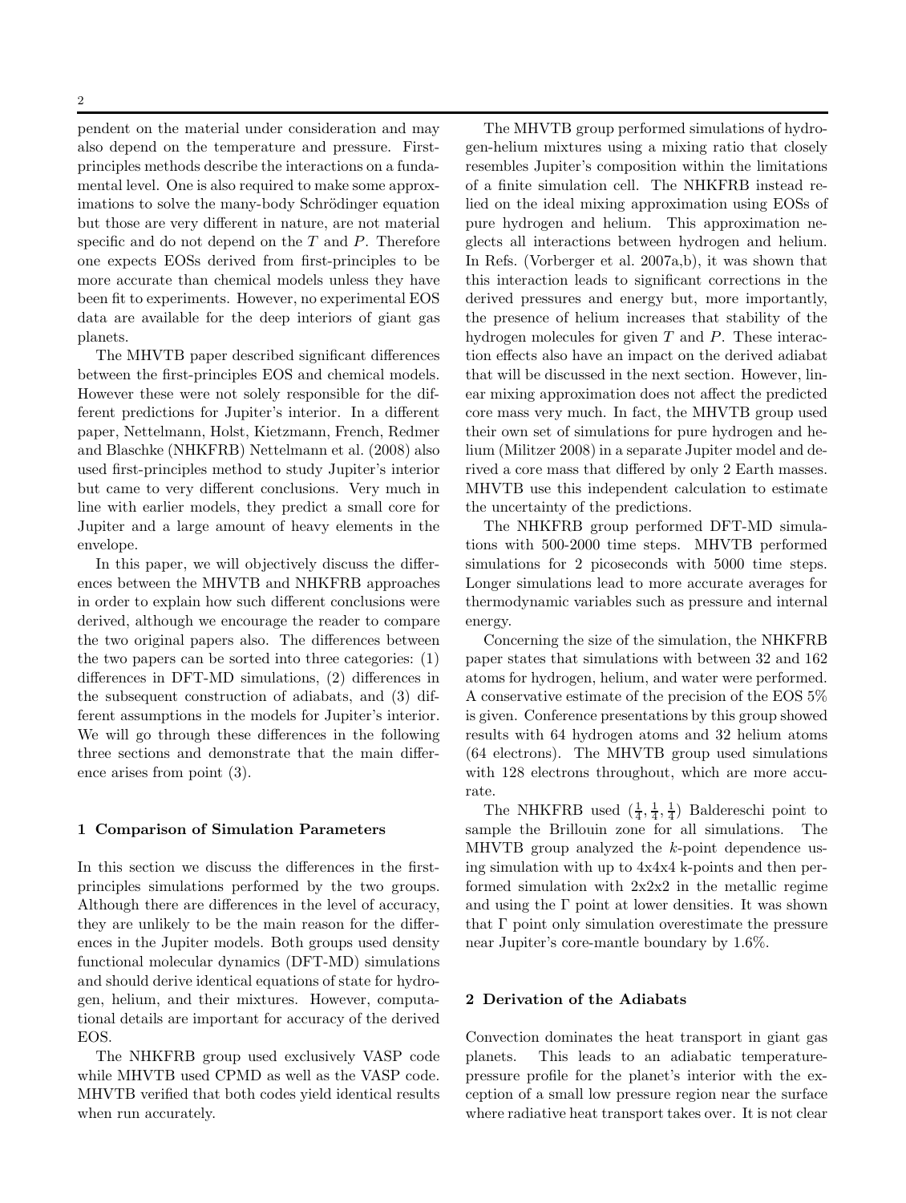pendent on the material under consideration and may also depend on the temperature and pressure. First-principles methods describe the interactions on a fundamental level. One is also required to make some approximations to solve the many-body Schrödinger equation but those are very different in nature, are not material specific and do not depend on the $T$ and $P$. Therefore one expects EOSs derived from first-principles to be more accurate than chemical models unless they have been fit to experiments. However, no experimental EOS data are available for the deep interiors of giant gas planets.

The MHVTB paper described significant differences between the first-principles EOS and chemical models. However these were not solely responsible for the different predictions for Jupiter's interior. In a different paper, Nettelmann, Holst, Kietzmann, French, Redmer and Blaschke (NHKFRB) Nettelmann et al. (2008) also used first-principles method to study Jupiter's interior but came to very different conclusions. Very much in line with earlier models, they predict a small core for Jupiter and a large amount of heavy elements in the envelope.

In this paper, we will objectively discuss the differences between the MHVTB and NHKFRB approaches in order to explain how such different conclusions were derived, although we encourage the reader to compare the two original papers also. The differences between the two papers can be sorted into three categories: (1) differences in DFT-MD simulations, (2) differences in the subsequent construction of adiabats, and (3) different assumptions in the models for Jupiter's interior. We will go through these differences in the following three sections and demonstrate that the main difference arises from point (3).

## 1 Comparison of Simulation Parameters

In this section we discuss the differences in the first-principles simulations performed by the two groups. Although there are differences in the level of accuracy, they are unlikely to be the main reason for the differences in the Jupiter models. Both groups used density functional molecular dynamics (DFT-MD) simulations and should derive identical equations of state for hydrogen, helium, and their mixtures. However, computational details are important for accuracy of the derived EOS.

The NHKFRB group used exclusively VASP code while MHVTB used CPMD as well as the VASP code. MHVTB verified that both codes yield identical results when run accurately.

The MHVTB group performed simulations of hydrogen-helium mixtures using a mixing ratio that closely resembles Jupiter's composition within the limitations of a finite simulation cell. The NHKFRB instead relied on the ideal mixing approximation using EOSs of pure hydrogen and helium. This approximation neglects all interactions between hydrogen and helium. In Refs. (Vorberger et al. 2007a,b), it was shown that this interaction leads to significant corrections in the derived pressures and energy but, more importantly, the presence of helium increases that stability of the hydrogen molecules for given $T$ and $P$. These interaction effects also have an impact on the derived adiabat that will be discussed in the next section. However, linear mixing approximation does not affect the predicted core mass very much. In fact, the MHVTB group used their own set of simulations for pure hydrogen and helium (Militzer 2008) in a separate Jupiter model and derived a core mass that differed by only 2 Earth masses. MHVTB use this independent calculation to estimate the uncertainty of the predictions.

The NHKFRB group performed DFT-MD simulations with 500-2000 time steps. MHVTB performed simulations for 2 picoseconds with 5000 time steps. Longer simulations lead to more accurate averages for thermodynamic variables such as pressure and internal energy.

Concerning the size of the simulation, the NHKFRB paper states that simulations with between 32 and 162 atoms for hydrogen, helium, and water were performed. A conservative estimate of the precision of the EOS 5% is given. Conference presentations by this group showed results with 64 hydrogen atoms and 32 helium atoms (64 electrons). The MHVTB group used simulations with 128 electrons throughout, which are more accurate.

The NHKFRB used $(\frac{1}{4}, \frac{1}{4}, \frac{1}{4})$ Baldereschi point to sample the Brillouin zone for all simulations. The MHVTB group analyzed the $k$-point dependence using simulation with up to 4x4x4 k-points and then performed simulation with 2x2x2 in the metallic regime and using the $\Gamma$ point at lower densities. It was shown that $\Gamma$ point only simulation overestimate the pressure near Jupiter's core-mantle boundary by 1.6%.

## 2 Derivation of the Adiabats

Convection dominates the heat transport in giant gas planets. This leads to an adiabatic temperature-pressure profile for the planet's interior with the exception of a small low pressure region near the surface where radiative heat transport takes over. It is not clear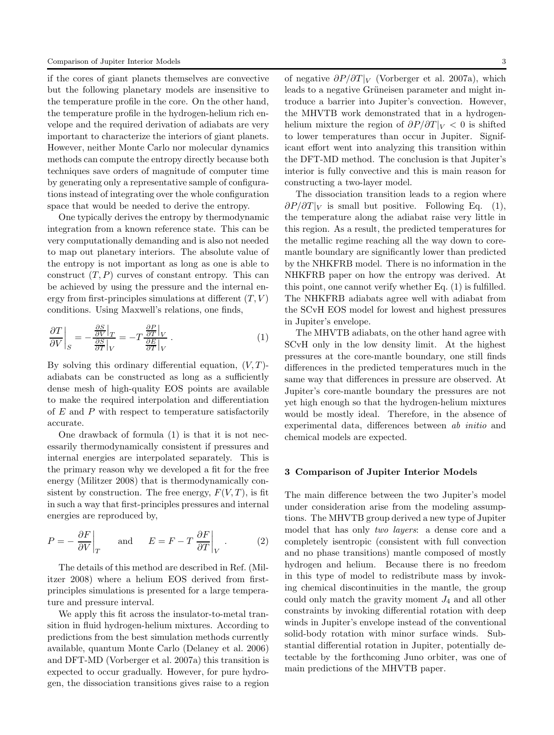if the cores of giant planets themselves are convective but the following planetary models are insensitive to the temperature profile in the core. On the other hand, the temperature profile in the hydrogen-helium rich envelope and the required derivation of adiabats are very important to characterize the interiors of giant planets. However, neither Monte Carlo nor molecular dynamics methods can compute the entropy directly because both techniques save orders of magnitude of computer time by generating only a representative sample of configurations instead of integrating over the whole configuration space that would be needed to derive the entropy.

One typically derives the entropy by thermodynamic integration from a known reference state. This can be very computationally demanding and is also not needed to map out planetary interiors. The absolute value of the entropy is not important as long as one is able to construct $(T,P)$ curves of constant entropy. This can be achieved by using the pressure and the internal energy from first-principles simulations at different $(T,V)$ conditions. Using Maxwell's relations, one finds,

$$\left.\frac{\partial T}{\partial V}\right|_S = -\frac{\left.\frac{\partial S}{\partial V}\right|_T}{\left.\frac{\partial S}{\partial T}\right|_V} = -T\frac{\left.\frac{\partial P}{\partial T}\right|_V}{\left.\frac{\partial E}{\partial T}\right|_V} \,. \tag{1}$$

By solving this ordinary differential equation, $(V,T)$-adiabats can be constructed as long as a sufficiently dense mesh of high-quality EOS points are available to make the required interpolation and differentiation of $E$ and $P$ with respect to temperature satisfactorily accurate.

One drawback of formula (1) is that it is not necessarily thermodynamically consistent if pressures and internal energies are interpolated separately. This is the primary reason why we developed a fit for the free energy (Militzer 2008) that is thermodynamically consistent by construction. The free energy, $F(V,T)$, is fit in such a way that first-principles pressures and internal energies are reproduced by,

$$P = -\left.\frac{\partial F}{\partial V}\right|_T \quad \text{and} \quad E = F - T\left.\frac{\partial F}{\partial T}\right|_V \,. \tag{2}$$

The details of this method are described in Ref. (Militzer 2008) where a helium EOS derived from first-principles simulations is presented for a large temperature and pressure interval.

We apply this fit across the insulator-to-metal transition in fluid hydrogen-helium mixtures. According to predictions from the best simulation methods currently available, quantum Monte Carlo (Delaney et al. 2006) and DFT-MD (Vorberger et al. 2007a) this transition is expected to occur gradually. However, for pure hydrogen, the dissociation transitions gives raise to a region of negative $\partial P/\partial T|_V$ (Vorberger et al. 2007a), which leads to a negative Grüneisen parameter and might introduce a barrier into Jupiter's convection. However, the MHVTB work demonstrated that in a hydrogen-helium mixture the region of $\partial P/\partial T|_V < 0$ is shifted to lower temperatures than occur in Jupiter. Significant effort went into analyzing this transition within the DFT-MD method. The conclusion is that Jupiter's interior is fully convective and this is main reason for constructing a two-layer model.

The dissociation transition leads to a region where $\partial P/\partial T|_V$ is small but positive. Following Eq. (1), the temperature along the adiabat raise very little in this region. As a result, the predicted temperatures for the metallic regime reaching all the way down to core-mantle boundary are significantly lower than predicted by the NHKFRB model. There is no information in the NHKFRB paper on how the entropy was derived. At this point, one cannot verify whether Eq. (1) is fulfilled. The NHKFRB adiabats agree well with adiabat from the SCvH EOS model for lowest and highest pressures in Jupiter's envelope.

The MHVTB adiabats, on the other hand agree with SCvH only in the low density limit. At the highest pressures at the core-mantle boundary, one still finds differences in the predicted temperatures much in the same way that differences in pressure are observed. At Jupiter's core-mantle boundary the pressures are not yet high enough so that the hydrogen-helium mixtures would be mostly ideal. Therefore, in the absence of experimental data, differences between *ab initio* and chemical models are expected.

## 3 Comparison of Jupiter Interior Models

The main difference between the two Jupiter's model under consideration arise from the modeling assumptions. The MHVTB group derived a new type of Jupiter model that has only *two layers*: a dense core and a completely isentropic (consistent with full convection and no phase transitions) mantle composed of mostly hydrogen and helium. Because there is no freedom in this type of model to redistribute mass by invoking chemical discontinuities in the mantle, the group could only match the gravity moment $J_4$ and all other constraints by invoking differential rotation with deep winds in Jupiter's envelope instead of the conventional solid-body rotation with minor surface winds. Substantial differential rotation in Jupiter, potentially detectable by the forthcoming Juno orbiter, was one of main predictions of the MHVTB paper.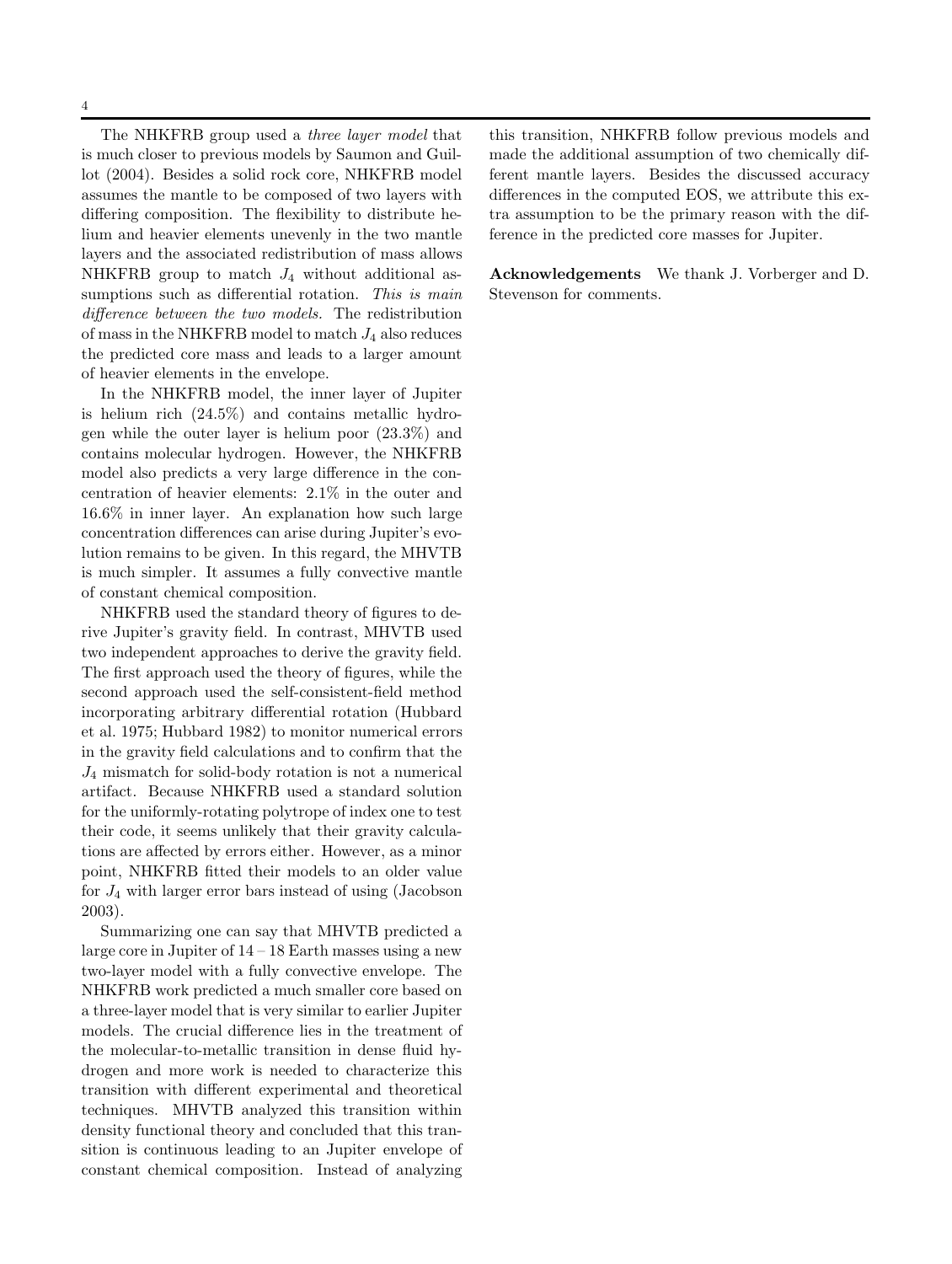The NHKFRB group used a *three layer model* that is much closer to previous models by Saumon and Guillot (2004). Besides a solid rock core, NHKFRB model assumes the mantle to be composed of two layers with differing composition. The flexibility to distribute helium and heavier elements unevenly in the two mantle layers and the associated redistribution of mass allows NHKFRB group to match $J_4$ without additional assumptions such as differential rotation. *This is main difference between the two models.* The redistribution of mass in the NHKFRB model to match $J_4$ also reduces the predicted core mass and leads to a larger amount of heavier elements in the envelope.

In the NHKFRB model, the inner layer of Jupiter is helium rich (24.5%) and contains metallic hydrogen while the outer layer is helium poor (23.3%) and contains molecular hydrogen. However, the NHKFRB model also predicts a very large difference in the concentration of heavier elements: 2.1% in the outer and 16.6% in inner layer. An explanation how such large concentration differences can arise during Jupiter's evolution remains to be given. In this regard, the MHVTB is much simpler. It assumes a fully convective mantle of constant chemical composition.

NHKFRB used the standard theory of figures to derive Jupiter's gravity field. In contrast, MHVTB used two independent approaches to derive the gravity field. The first approach used the theory of figures, while the second approach used the self-consistent-field method incorporating arbitrary differential rotation (Hubbard et al. 1975; Hubbard 1982) to monitor numerical errors in the gravity field calculations and to confirm that the $J_4$ mismatch for solid-body rotation is not a numerical artifact. Because NHKFRB used a standard solution for the uniformly-rotating polytrope of index one to test their code, it seems unlikely that their gravity calculations are affected by errors either. However, as a minor point, NHKFRB fitted their models to an older value for $J_4$ with larger error bars instead of using (Jacobson 2003).

Summarizing one can say that MHVTB predicted a large core in Jupiter of 14 – 18 Earth masses using a new two-layer model with a fully convective envelope. The NHKFRB work predicted a much smaller core based on a three-layer model that is very similar to earlier Jupiter models. The crucial difference lies in the treatment of the molecular-to-metallic transition in dense fluid hydrogen and more work is needed to characterize this transition with different experimental and theoretical techniques. MHVTB analyzed this transition within density functional theory and concluded that this transition is continuous leading to an Jupiter envelope of constant chemical composition. Instead of analyzing this transition, NHKFRB follow previous models and made the additional assumption of two chemically different mantle layers. Besides the discussed accuracy differences in the computed EOS, we attribute this extra assumption to be the primary reason with the difference in the predicted core masses for Jupiter.

**Acknowledgements** We thank J. Vorberger and D. Stevenson for comments.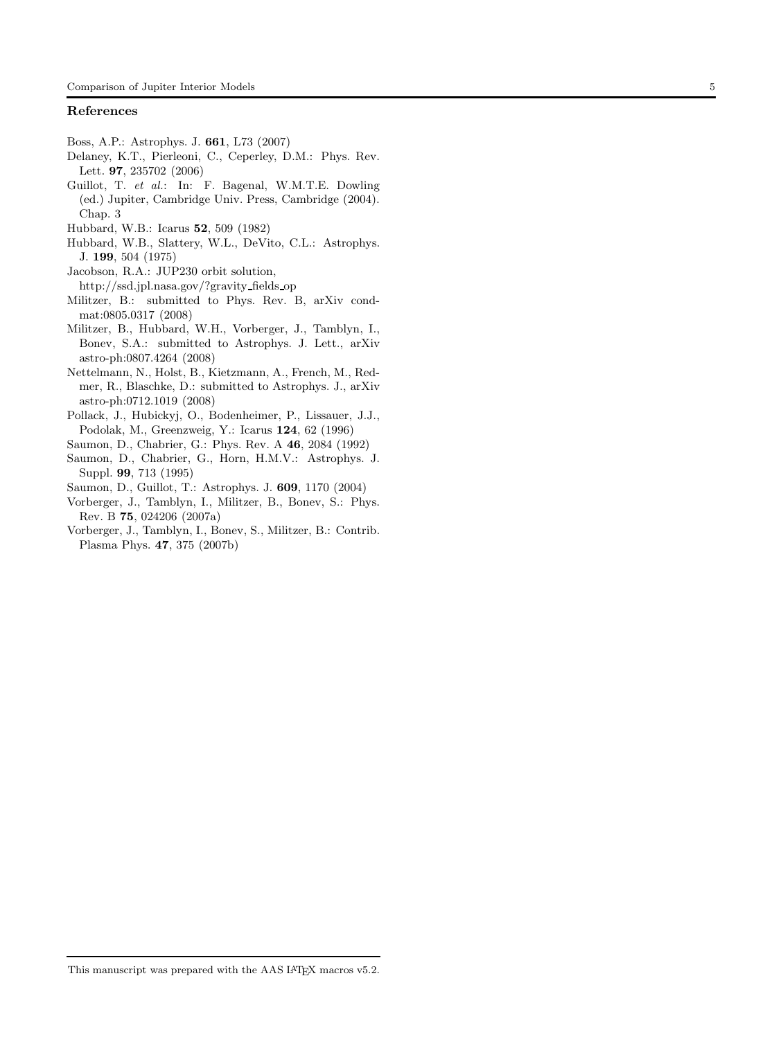## References

Boss, A.P.: Astrophys. J. **661**, L73 (2007)

Delaney, K.T., Pierleoni, C., Ceperley, D.M.: Phys. Rev. Lett. **97**, 235702 (2006)

Guillot, T. *et al.*: In: F. Bagenal, W.M.T.E. Dowling (ed.) Jupiter, Cambridge Univ. Press, Cambridge (2004). Chap. 3

Hubbard, W.B.: Icarus **52**, 509 (1982)

Hubbard, W.B., Slattery, W.L., DeVito, C.L.: Astrophys. J. **199**, 504 (1975)

Jacobson, R.A.: JUP230 orbit solution, http://ssd.jpl.nasa.gov/?gravity_fields_op

Militzer, B.: submitted to Phys. Rev. B, arXiv cond-mat:0805.0317 (2008)

Militzer, B., Hubbard, W.H., Vorberger, J., Tamblyn, I., Bonev, S.A.: submitted to Astrophys. J. Lett., arXiv astro-ph:0807.4264 (2008)

Nettelmann, N., Holst, B., Kietzmann, A., French, M., Redmer, R., Blaschke, D.: submitted to Astrophys. J., arXiv astro-ph:0712.1019 (2008)

Pollack, J., Hubickyj, O., Bodenheimer, P., Lissauer, J.J., Podolak, M., Greenzweig, Y.: Icarus **124**, 62 (1996)

Saumon, D., Chabrier, G.: Phys. Rev. A **46**, 2084 (1992)

Saumon, D., Chabrier, G., Horn, H.M.V.: Astrophys. J. Suppl. **99**, 713 (1995)

Saumon, D., Guillot, T.: Astrophys. J. **609**, 1170 (2004)

Vorberger, J., Tamblyn, I., Militzer, B., Bonev, S.: Phys. Rev. B **75**, 024206 (2007a)

Vorberger, J., Tamblyn, I., Bonev, S., Militzer, B.: Contrib. Plasma Phys. **47**, 375 (2007b)

This manuscript was prepared with the AAS LaTeX macros v5.2.